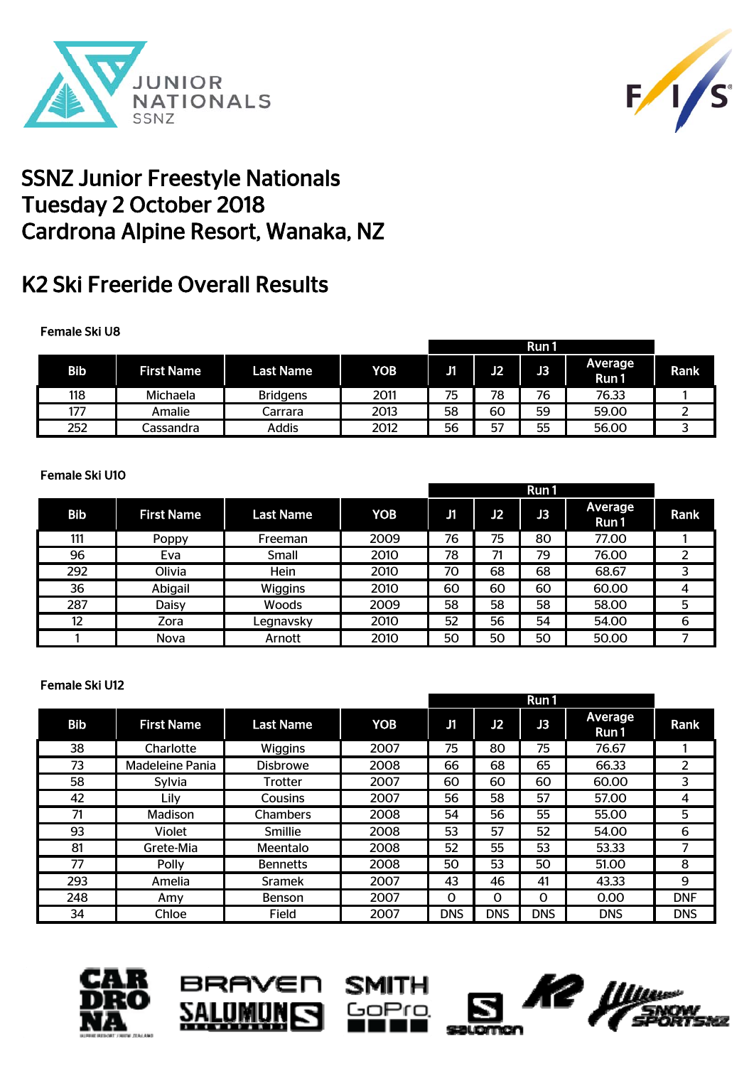# SSNZ Junior Freestyle Nationals
# Tuesday 2 October 2018
# Cardrona Alpine Resort, Wanaka, NZ

## K2 Ski Freeride Overall Results

### Female Ski U8

| Bib | First Name | Last Name | YOB | Run 1 | | | | Rank |
|---|---|---|---|---|---|---|---|---|
| | | | | J1 | J2 | J3 | Average Run 1 | |
| 118 | Michaela | Bridgens | 2011 | 75 | 78 | 76 | 76.33 | 1 |
| 177 | Amalie | Carrara | 2013 | 58 | 60 | 59 | 59.00 | 2 |
| 252 | Cassandra | Addis | 2012 | 56 | 57 | 55 | 56.00 | 3 |

### Female Ski U10

| Bib | First Name | Last Name | YOB | Run 1 | | | | Rank |
|---|---|---|---|---|---|---|---|---|
| | | | | J1 | J2 | J3 | Average Run 1 | |
| 111 | Poppy | Freeman | 2009 | 76 | 75 | 80 | 77.00 | 1 |
| 96 | Eva | Small | 2010 | 78 | 71 | 79 | 76.00 | 2 |
| 292 | Olivia | Hein | 2010 | 70 | 68 | 68 | 68.67 | 3 |
| 36 | Abigail | Wiggins | 2010 | 60 | 60 | 60 | 60.00 | 4 |
| 287 | Daisy | Woods | 2009 | 58 | 58 | 58 | 58.00 | 5 |
| 12 | Zora | Legnavsky | 2010 | 52 | 56 | 54 | 54.00 | 6 |
| 1 | Nova | Arnott | 2010 | 50 | 50 | 50 | 50.00 | 7 |

### Female Ski U12

| Bib | First Name | Last Name | YOB | Run 1 | | | | Rank |
|---|---|---|---|---|---|---|---|---|
| | | | | J1 | J2 | J3 | Average Run 1 | |
| 38 | Charlotte | Wiggins | 2007 | 75 | 80 | 75 | 76.67 | 1 |
| 73 | Madeleine Pania | Disbrowe | 2008 | 66 | 68 | 65 | 66.33 | 2 |
| 58 | Sylvia | Trotter | 2007 | 60 | 60 | 60 | 60.00 | 3 |
| 42 | Lily | Cousins | 2007 | 56 | 58 | 57 | 57.00 | 4 |
| 71 | Madison | Chambers | 2008 | 54 | 56 | 55 | 55.00 | 5 |
| 93 | Violet | Smillie | 2008 | 53 | 57 | 52 | 54.00 | 6 |
| 81 | Grete-Mia | Meentalo | 2008 | 52 | 55 | 53 | 53.33 | 7 |
| 77 | Polly | Bennetts | 2008 | 50 | 53 | 50 | 51.00 | 8 |
| 293 | Amelia | Sramek | 2007 | 43 | 46 | 41 | 43.33 | 9 |
| 248 | Amy | Benson | 2007 | 0 | 0 | 0 | 0.00 | DNF |
| 34 | Chloe | Field | 2007 | DNS | DNS | DNS | DNS | DNS |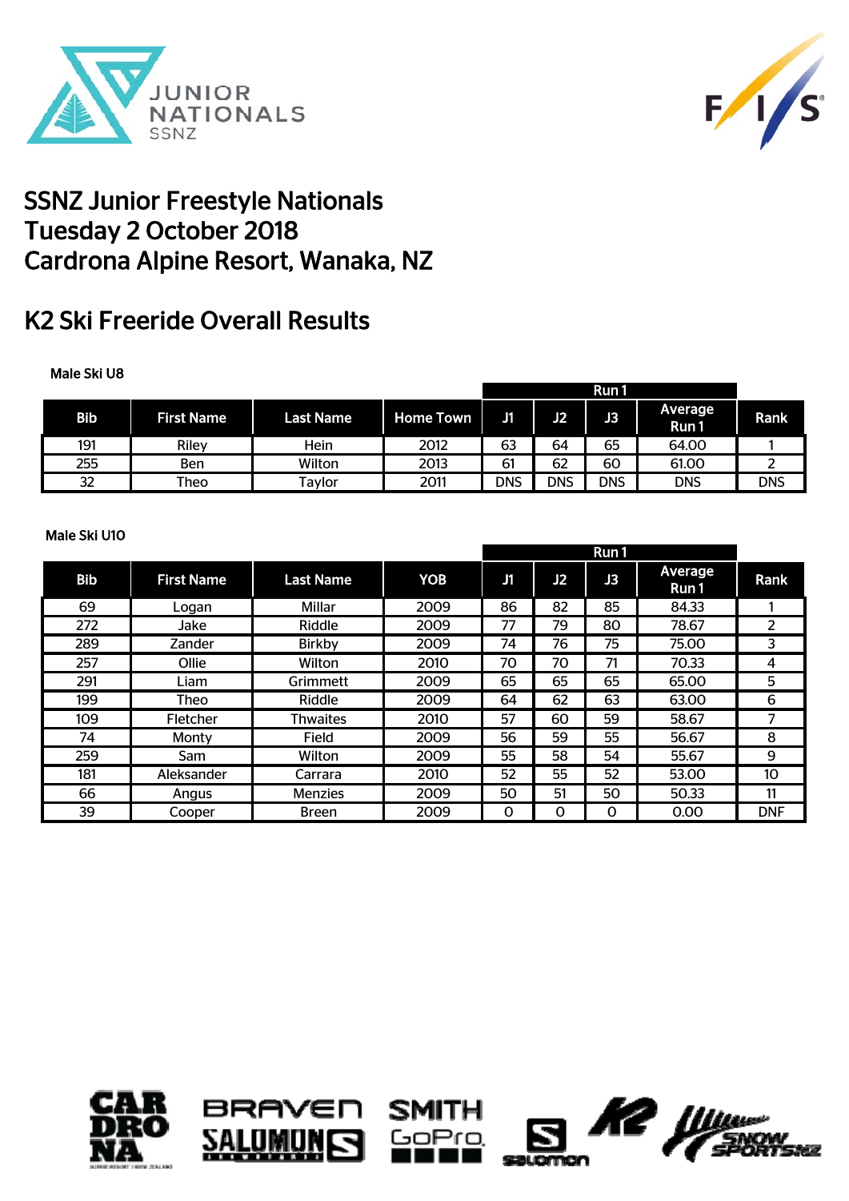# SSNZ Junior Freestyle Nationals
# Tuesday 2 October 2018
# Cardrona Alpine Resort, Wanaka, NZ

## K2 Ski Freeride Overall Results

Male Ski U8

| | | | | Run 1 | | | | |
|---|---|---|---|---|---|---|---|---|
| Bib | First Name | Last Name | Home Town | J1 | J2 | J3 | Average Run 1 | Rank |
| 191 | Riley | Hein | 2012 | 63 | 64 | 65 | 64.00 | 1 |
| 255 | Ben | Wilton | 2013 | 61 | 62 | 60 | 61.00 | 2 |
| 32 | Theo | Taylor | 2011 | DNS | DNS | DNS | DNS | DNS |

Male Ski U10

| | | | | Run 1 | | | | |
|---|---|---|---|---|---|---|---|---|
| Bib | First Name | Last Name | YOB | J1 | J2 | J3 | Average Run 1 | Rank |
| 69 | Logan | Millar | 2009 | 86 | 82 | 85 | 84.33 | 1 |
| 272 | Jake | Riddle | 2009 | 77 | 79 | 80 | 78.67 | 2 |
| 289 | Zander | Birkby | 2009 | 74 | 76 | 75 | 75.00 | 3 |
| 257 | Ollie | Wilton | 2010 | 70 | 70 | 71 | 70.33 | 4 |
| 291 | Liam | Grimmett | 2009 | 65 | 65 | 65 | 65.00 | 5 |
| 199 | Theo | Riddle | 2009 | 64 | 62 | 63 | 63.00 | 6 |
| 109 | Fletcher | Thwaites | 2010 | 57 | 60 | 59 | 58.67 | 7 |
| 74 | Monty | Field | 2009 | 56 | 59 | 55 | 56.67 | 8 |
| 259 | Sam | Wilton | 2009 | 55 | 58 | 54 | 55.67 | 9 |
| 181 | Aleksander | Carrara | 2010 | 52 | 55 | 52 | 53.00 | 10 |
| 66 | Angus | Menzies | 2009 | 50 | 51 | 50 | 50.33 | 11 |
| 39 | Cooper | Breen | 2009 | 0 | 0 | 0 | 0.00 | DNF |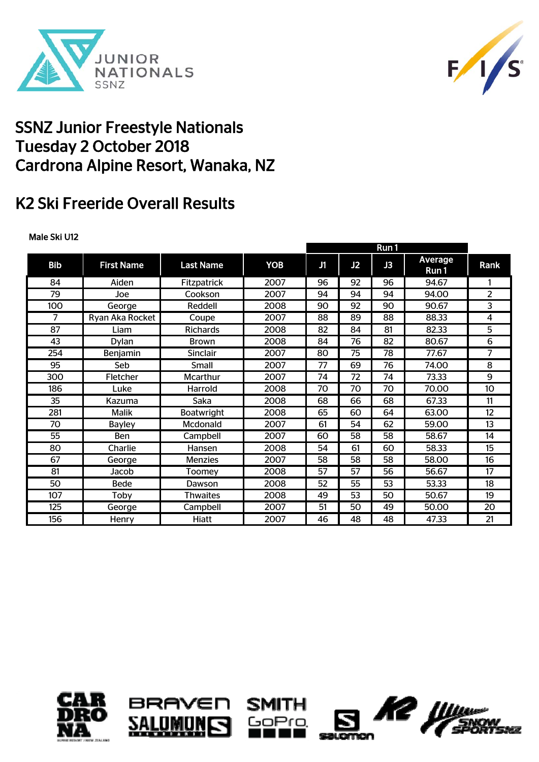# SSNZ Junior Freestyle Nationals
# Tuesday 2 October 2018
# Cardrona Alpine Resort, Wanaka, NZ

## K2 Ski Freeride Overall Results

Male Ski U12

| Bib | First Name | Last Name | YOB | Run 1 | | | | Rank |
|---|---|---|---|---|---|---|---|---|
| | | | | J1 | J2 | J3 | Average Run 1 | |
| 84 | Aiden | Fitzpatrick | 2007 | 96 | 92 | 96 | 94.67 | 1 |
| 79 | Joe | Cookson | 2007 | 94 | 94 | 94 | 94.00 | 2 |
| 100 | George | Reddell | 2008 | 90 | 92 | 90 | 90.67 | 3 |
| 7 | Ryan Aka Rocket | Coupe | 2007 | 88 | 89 | 88 | 88.33 | 4 |
| 87 | Liam | Richards | 2008 | 82 | 84 | 81 | 82.33 | 5 |
| 43 | Dylan | Brown | 2008 | 84 | 76 | 82 | 80.67 | 6 |
| 254 | Benjamin | Sinclair | 2007 | 80 | 75 | 78 | 77.67 | 7 |
| 95 | Seb | Small | 2007 | 77 | 69 | 76 | 74.00 | 8 |
| 300 | Fletcher | Mcarthur | 2007 | 74 | 72 | 74 | 73.33 | 9 |
| 186 | Luke | Harrold | 2008 | 70 | 70 | 70 | 70.00 | 10 |
| 35 | Kazuma | Saka | 2008 | 68 | 66 | 68 | 67.33 | 11 |
| 281 | Malik | Boatwright | 2008 | 65 | 60 | 64 | 63.00 | 12 |
| 70 | Bayley | Mcdonald | 2007 | 61 | 54 | 62 | 59.00 | 13 |
| 55 | Ben | Campbell | 2007 | 60 | 58 | 58 | 58.67 | 14 |
| 80 | Charlie | Hansen | 2008 | 54 | 61 | 60 | 58.33 | 15 |
| 67 | George | Menzies | 2007 | 58 | 58 | 58 | 58.00 | 16 |
| 81 | Jacob | Toomey | 2008 | 57 | 57 | 56 | 56.67 | 17 |
| 50 | Bede | Dawson | 2008 | 52 | 55 | 53 | 53.33 | 18 |
| 107 | Toby | Thwaites | 2008 | 49 | 53 | 50 | 50.67 | 19 |
| 125 | George | Campbell | 2007 | 51 | 50 | 49 | 50.00 | 20 |
| 156 | Henry | Hiatt | 2007 | 46 | 48 | 48 | 47.33 | 21 |